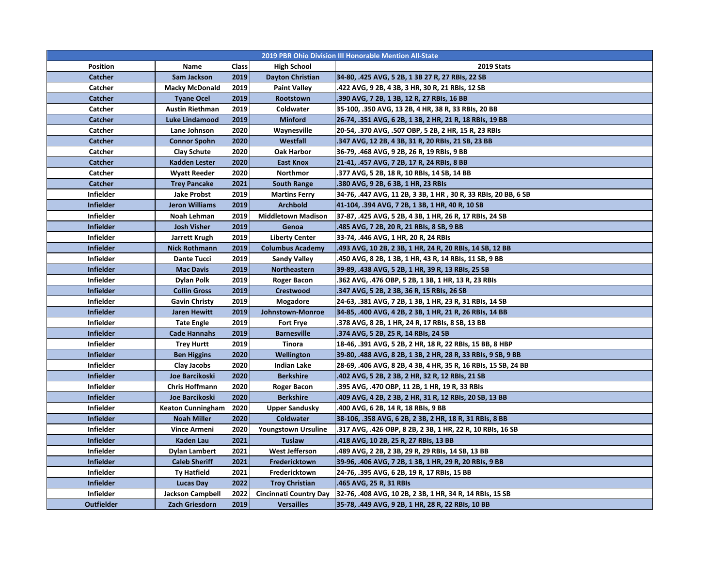| 2019 PBR Ohio Division III Honorable Mention All-State | | | | |
|---|---|---|---|---|
| Position | Name | Class | High School | 2019 Stats |
| Catcher | Sam Jackson | 2019 | Dayton Christian | 34-80, .425 AVG, 5 2B, 1 3B 27 R, 27 RBIs, 22 SB |
| Catcher | Macky McDonald | 2019 | Paint Valley | .422 AVG, 9 2B, 4 3B, 3 HR, 30 R, 21 RBIs, 12 SB |
| Catcher | Tyane Ocel | 2019 | Rootstown | .390 AVG, 7 2B, 1 3B, 12 R, 27 RBIs, 16 BB |
| Catcher | Austin Riethman | 2019 | Coldwater | 35-100, .350 AVG, 13 2B, 4 HR, 38 R, 33 RBIs, 20 BB |
| Catcher | Luke Lindamood | 2019 | Minford | 26-74, .351 AVG, 6 2B, 1 3B, 2 HR, 21 R, 18 RBIs, 19 BB |
| Catcher | Lane Johnson | 2020 | Waynesville | 20-54, .370 AVG, .507 OBP, 5 2B, 2 HR, 15 R, 23 RBIs |
| Catcher | Connor Spohn | 2020 | Westfall | .347 AVG, 12 2B, 4 3B, 31 R, 20 RBIs, 21 SB, 23 BB |
| Catcher | Clay Schute | 2020 | Oak Harbor | 36-79, .468 AVG, 9 2B, 26 R, 19 RBIs, 9 BB |
| Catcher | Kadden Lester | 2020 | East Knox | 21-41, .457 AVG, 7 2B, 17 R, 24 RBIs, 8 BB |
| Catcher | Wyatt Reeder | 2020 | Northmor | .377 AVG, 5 2B, 18 R, 10 RBIs, 14 SB, 14 BB |
| Catcher | Trey Pancake | 2021 | South Range | .380 AVG, 9 2B, 6 3B, 1 HR, 23 RBIs |
| Infielder | Jake Probst | 2019 | Martins Ferry | 34-76, .447 AVG, 11 2B, 3 3B, 1 HR , 30 R, 33 RBIs, 20 BB, 6 SB |
| Infielder | Jeron Williams | 2019 | Archbold | 41-104, .394 AVG, 7 2B, 1 3B, 1 HR, 40 R, 10 SB |
| Infielder | Noah Lehman | 2019 | Middletown Madison | 37-87, .425 AVG, 5 2B, 4 3B, 1 HR, 26 R, 17 RBIs, 24 SB |
| Infielder | Josh Visher | 2019 | Genoa | .485 AVG, 7 2B, 20 R, 21 RBIs, 8 SB, 9 BB |
| Infielder | Jarrett Krugh | 2019 | Liberty Center | 33-74, .446 AVG, 1 HR, 20 R, 24 RBIs |
| Infielder | Nick Rothmann | 2019 | Columbus Academy | .493 AVG, 10 2B, 2 3B, 1 HR, 24 R, 20 RBIs, 14 SB, 12 BB |
| Infielder | Dante Tucci | 2019 | Sandy Valley | .450 AVG, 8 2B, 1 3B, 1 HR, 43 R, 14 RBIs, 11 SB, 9 BB |
| Infielder | Mac Davis | 2019 | Northeastern | 39-89, .438 AVG, 5 2B, 1 HR, 39 R, 13 RBIs, 25 SB |
| Infielder | Dylan Polk | 2019 | Roger Bacon | .362 AVG, .476 OBP, 5 2B, 1 3B, 1 HR, 13 R, 23 RBIs |
| Infielder | Collin Gross | 2019 | Crestwood | .347 AVG, 5 2B, 2 3B, 36 R, 15 RBIs, 26 SB |
| Infielder | Gavin Christy | 2019 | Mogadore | 24-63, .381 AVG, 7 2B, 1 3B, 1 HR, 23 R, 31 RBIs, 14 SB |
| Infielder | Jaren Hewitt | 2019 | Johnstown-Monroe | 34-85, .400 AVG, 4 2B, 2 3B, 1 HR, 21 R, 26 RBIs, 14 BB |
| Infielder | Tate Engle | 2019 | Fort Frye | .378 AVG, 8 2B, 1 HR, 24 R, 17 RBIs, 8 SB, 13 BB |
| Infielder | Cade Hannahs | 2019 | Barnesville | .374 AVG, 5 2B, 25 R, 14 RBIs, 24 SB |
| Infielder | Trey Hurtt | 2019 | Tinora | 18-46, .391 AVG, 5 2B, 2 HR, 18 R, 22 RBIs, 15 BB, 8 HBP |
| Infielder | Ben Higgins | 2020 | Wellington | 39-80, .488 AVG, 8 2B, 1 3B, 2 HR, 28 R, 33 RBIs, 9 SB, 9 BB |
| Infielder | Clay Jacobs | 2020 | Indian Lake | 28-69, .406 AVG, 8 2B, 4 3B, 4 HR, 35 R, 16 RBIs, 15 SB, 24 BB |
| Infielder | Joe Barcikoski | 2020 | Berkshire | .402 AVG, 5 2B, 2 3B, 2 HR, 32 R, 12 RBIs, 21 SB |
| Infielder | Chris Hoffmann | 2020 | Roger Bacon | .395 AVG, .470 OBP, 11 2B, 1 HR, 19 R, 33 RBIs |
| Infielder | Joe Barcikoski | 2020 | Berkshire | .409 AVG, 4 2B, 2 3B, 2 HR, 31 R, 12 RBIs, 20 SB, 13 BB |
| Infielder | Keaton Cunningham | 2020 | Upper Sandusky | .400 AVG, 6 2B, 14 R, 18 RBIs, 9 BB |
| Infielder | Noah Miller | 2020 | Coldwater | 38-106, .358 AVG, 6 2B, 2 3B, 2 HR, 18 R, 31 RBIs, 8 BB |
| Infielder | Vince Armeni | 2020 | Youngstown Ursuline | .317 AVG, .426 OBP, 8 2B, 2 3B, 1 HR, 22 R, 10 RBIs, 16 SB |
| Infielder | Kaden Lau | 2021 | Tuslaw | .418 AVG, 10 2B, 25 R, 27 RBIs, 13 BB |
| Infielder | Dylan Lambert | 2021 | West Jefferson | .489 AVG, 2 2B, 2 3B, 29 R, 29 RBIs, 14 SB, 13 BB |
| Infielder | Caleb Sheriff | 2021 | Fredericktown | 39-96, .406 AVG, 7 2B, 1 3B, 1 HR, 29 R, 20 RBIs, 9 BB |
| Infielder | Ty Hatfield | 2021 | Fredericktown | 24-76, .395 AVG, 6 2B, 19 R, 17 RBIs, 15 BB |
| Infielder | Lucas Day | 2022 | Troy Christian | .465 AVG, 25 R, 31 RBIs |
| Infielder | Jackson Campbell | 2022 | Cincinnati Country Day | 32-76, .408 AVG, 10 2B, 2 3B, 1 HR, 34 R, 14 RBIs, 15 SB |
| Outfielder | Zach Griesdorn | 2019 | Versailles | 35-78, .449 AVG, 9 2B, 1 HR, 28 R, 22 RBIs, 10 BB |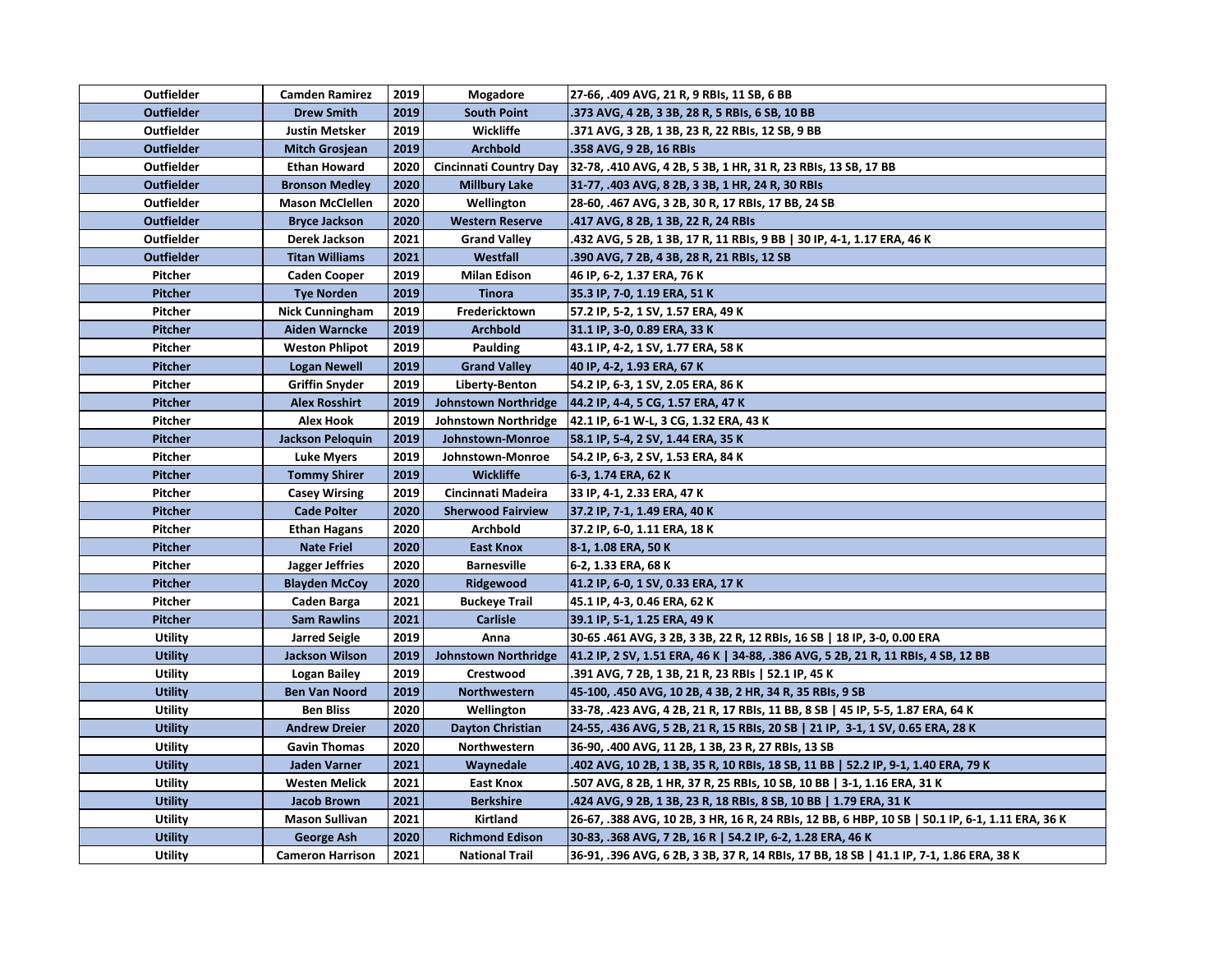| | | | | |
|---|---|---|---|---|
| Outfielder | Camden Ramirez | 2019 | Mogadore | 27-66, .409 AVG, 21 R, 9 RBIs, 11 SB, 6 BB |
| Outfielder | Drew Smith | 2019 | South Point | .373 AVG, 4 2B, 3 3B, 28 R, 5 RBIs, 6 SB, 10 BB |
| Outfielder | Justin Metsker | 2019 | Wickliffe | .371 AVG, 3 2B, 1 3B, 23 R, 22 RBIs, 12 SB, 9 BB |
| Outfielder | Mitch Grosjean | 2019 | Archbold | .358 AVG, 9 2B, 16 RBIs |
| Outfielder | Ethan Howard | 2020 | Cincinnati Country Day | 32-78, .410 AVG, 4 2B, 5 3B, 1 HR, 31 R, 23 RBIs, 13 SB, 17 BB |
| Outfielder | Bronson Medley | 2020 | Millbury Lake | 31-77, .403 AVG, 8 2B, 3 3B, 1 HR, 24 R, 30 RBIs |
| Outfielder | Mason McClellen | 2020 | Wellington | 28-60, .467 AVG, 3 2B, 30 R, 17 RBIs, 17 BB, 24 SB |
| Outfielder | Bryce Jackson | 2020 | Western Reserve | .417 AVG, 8 2B, 1 3B, 22 R, 24 RBIs |
| Outfielder | Derek Jackson | 2021 | Grand Valley | .432 AVG, 5 2B, 1 3B, 17 R, 11 RBIs, 9 BB \| 30 IP, 4-1, 1.17 ERA, 46 K |
| Outfielder | Titan Williams | 2021 | Westfall | .390 AVG, 7 2B, 4 3B, 28 R, 21 RBIs, 12 SB |
| Pitcher | Caden Cooper | 2019 | Milan Edison | 46 IP, 6-2, 1.37 ERA, 76 K |
| Pitcher | Tye Norden | 2019 | Tinora | 35.3 IP, 7-0, 1.19 ERA, 51 K |
| Pitcher | Nick Cunningham | 2019 | Fredericktown | 57.2 IP, 5-2, 1 SV, 1.57 ERA, 49 K |
| Pitcher | Aiden Warncke | 2019 | Archbold | 31.1 IP, 3-0, 0.89 ERA, 33 K |
| Pitcher | Weston Phlipot | 2019 | Paulding | 43.1 IP, 4-2, 1 SV, 1.77 ERA, 58 K |
| Pitcher | Logan Newell | 2019 | Grand Valley | 40 IP, 4-2, 1.93 ERA, 67 K |
| Pitcher | Griffin Snyder | 2019 | Liberty-Benton | 54.2 IP, 6-3, 1 SV, 2.05 ERA, 86 K |
| Pitcher | Alex Rosshirt | 2019 | Johnstown Northridge | 44.2 IP, 4-4, 5 CG, 1.57 ERA, 47 K |
| Pitcher | Alex Hook | 2019 | Johnstown Northridge | 42.1 IP, 6-1 W-L, 3 CG, 1.32 ERA, 43 K |
| Pitcher | Jackson Peloquin | 2019 | Johnstown-Monroe | 58.1 IP, 5-4, 2 SV, 1.44 ERA, 35 K |
| Pitcher | Luke Myers | 2019 | Johnstown-Monroe | 54.2 IP, 6-3, 2 SV, 1.53 ERA, 84 K |
| Pitcher | Tommy Shirer | 2019 | Wickliffe | 6-3, 1.74 ERA, 62 K |
| Pitcher | Casey Wirsing | 2019 | Cincinnati Madeira | 33 IP, 4-1, 2.33 ERA, 47 K |
| Pitcher | Cade Polter | 2020 | Sherwood Fairview | 37.2 IP, 7-1, 1.49 ERA, 40 K |
| Pitcher | Ethan Hagans | 2020 | Archbold | 37.2 IP, 6-0, 1.11 ERA, 18 K |
| Pitcher | Nate Friel | 2020 | East Knox | 8-1, 1.08 ERA, 50 K |
| Pitcher | Jagger Jeffries | 2020 | Barnesville | 6-2, 1.33 ERA, 68 K |
| Pitcher | Blayden McCoy | 2020 | Ridgewood | 41.2 IP, 6-0, 1 SV, 0.33 ERA, 17 K |
| Pitcher | Caden Barga | 2021 | Buckeye Trail | 45.1 IP, 4-3, 0.46 ERA, 62 K |
| Pitcher | Sam Rawlins | 2021 | Carlisle | 39.1 IP, 5-1, 1.25 ERA, 49 K |
| Utility | Jarred Seigle | 2019 | Anna | 30-65 .461 AVG, 3 2B, 3 3B, 22 R, 12 RBIs, 16 SB \| 18 IP, 3-0, 0.00 ERA |
| Utility | Jackson Wilson | 2019 | Johnstown Northridge | 41.2 IP, 2 SV, 1.51 ERA, 46 K \| 34-88, .386 AVG, 5 2B, 21 R, 11 RBIs, 4 SB, 12 BB |
| Utility | Logan Bailey | 2019 | Crestwood | .391 AVG, 7 2B, 1 3B, 21 R, 23 RBIs \| 52.1 IP, 45 K |
| Utility | Ben Van Noord | 2019 | Northwestern | 45-100, .450 AVG, 10 2B, 4 3B, 2 HR, 34 R, 35 RBIs, 9 SB |
| Utility | Ben Bliss | 2020 | Wellington | 33-78, .423 AVG, 4 2B, 21 R, 17 RBIs, 11 BB, 8 SB \| 45 IP, 5-5, 1.87 ERA, 64 K |
| Utility | Andrew Dreier | 2020 | Dayton Christian | 24-55, .436 AVG, 5 2B, 21 R, 15 RBIs, 20 SB \| 21 IP, 3-1, 1 SV, 0.65 ERA, 28 K |
| Utility | Gavin Thomas | 2020 | Northwestern | 36-90, .400 AVG, 11 2B, 1 3B, 23 R, 27 RBIs, 13 SB |
| Utility | Jaden Varner | 2021 | Waynedale | .402 AVG, 10 2B, 1 3B, 35 R, 10 RBIs, 18 SB, 11 BB \| 52.2 IP, 9-1, 1.40 ERA, 79 K |
| Utility | Westen Melick | 2021 | East Knox | .507 AVG, 8 2B, 1 HR, 37 R, 25 RBIs, 10 SB, 10 BB \| 3-1, 1.16 ERA, 31 K |
| Utility | Jacob Brown | 2021 | Berkshire | .424 AVG, 9 2B, 1 3B, 23 R, 18 RBIs, 8 SB, 10 BB \| 1.79 ERA, 31 K |
| Utility | Mason Sullivan | 2021 | Kirtland | 26-67, .388 AVG, 10 2B, 3 HR, 16 R, 24 RBIs, 12 BB, 6 HBP, 10 SB \| 50.1 IP, 6-1, 1.11 ERA, 36 K |
| Utility | George Ash | 2020 | Richmond Edison | 30-83, .368 AVG, 7 2B, 16 R \| 54.2 IP, 6-2, 1.28 ERA, 46 K |
| Utility | Cameron Harrison | 2021 | National Trail | 36-91, .396 AVG, 6 2B, 3 3B, 37 R, 14 RBIs, 17 BB, 18 SB \| 41.1 IP, 7-1, 1.86 ERA, 38 K |